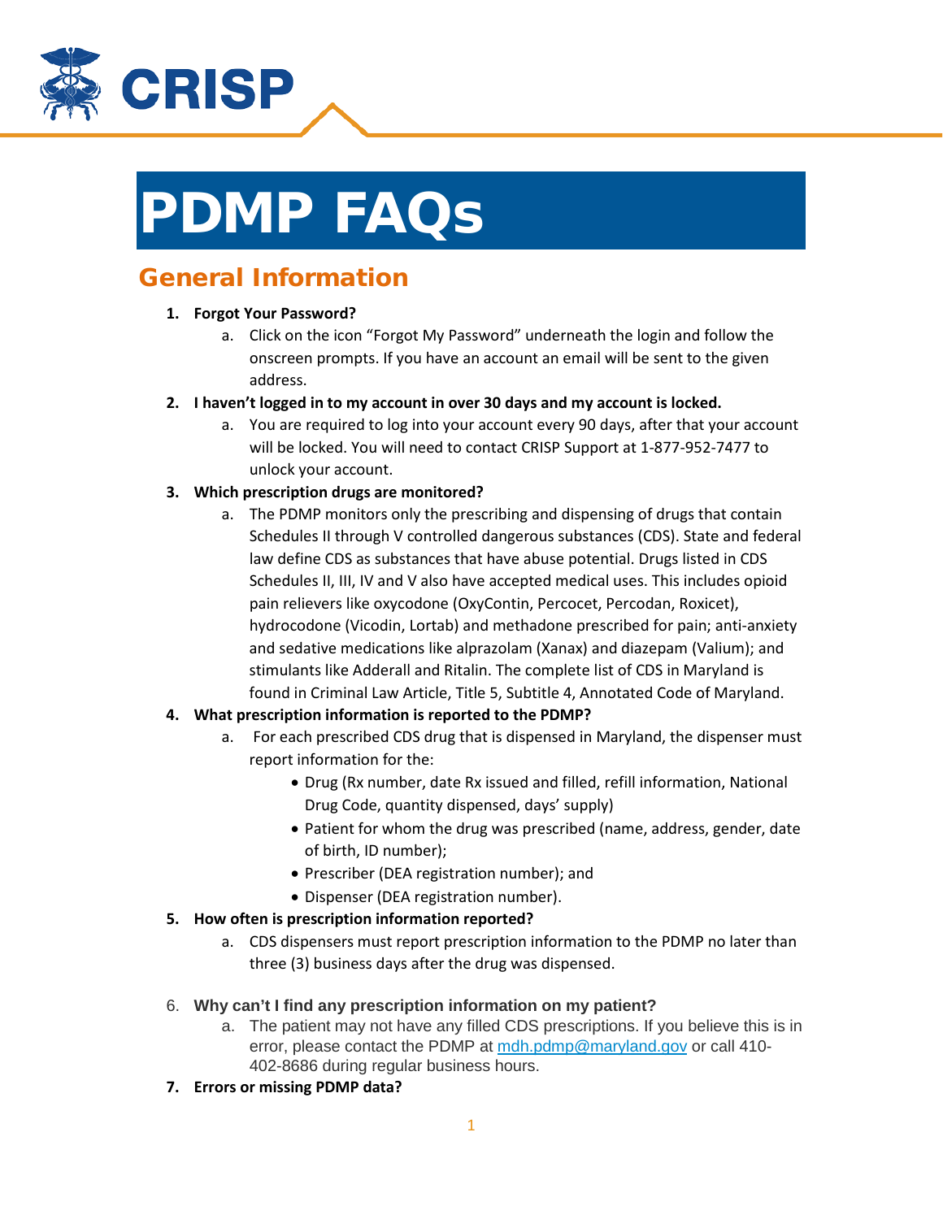CRISP

# PDMP FAQs

## General Information

1. **Forgot Your Password?**
   a. Click on the icon "Forgot My Password" underneath the login and follow the onscreen prompts. If you have an account an email will be sent to the given address.
2. **I haven't logged in to my account in over 30 days and my account is locked.**
   a. You are required to log into your account every 90 days, after that your account will be locked. You will need to contact CRISP Support at 1-877-952-7477 to unlock your account.
3. **Which prescription drugs are monitored?**
   a. The PDMP monitors only the prescribing and dispensing of drugs that contain Schedules II through V controlled dangerous substances (CDS). State and federal law define CDS as substances that have abuse potential. Drugs listed in CDS Schedules II, III, IV and V also have accepted medical uses. This includes opioid pain relievers like oxycodone (OxyContin, Percocet, Percodan, Roxicet), hydrocodone (Vicodin, Lortab) and methadone prescribed for pain; anti-anxiety and sedative medications like alprazolam (Xanax) and diazepam (Valium); and stimulants like Adderall and Ritalin. The complete list of CDS in Maryland is found in Criminal Law Article, Title 5, Subtitle 4, Annotated Code of Maryland.
4. **What prescription information is reported to the PDMP?**
   a. For each prescribed CDS drug that is dispensed in Maryland, the dispenser must report information for the:
      - Drug (Rx number, date Rx issued and filled, refill information, National Drug Code, quantity dispensed, days' supply)
      - Patient for whom the drug was prescribed (name, address, gender, date of birth, ID number);
      - Prescriber (DEA registration number); and
      - Dispenser (DEA registration number).
5. **How often is prescription information reported?**
   a. CDS dispensers must report prescription information to the PDMP no later than three (3) business days after the drug was dispensed.
6. **Why can't I find any prescription information on my patient?**
   a. The patient may not have any filled CDS prescriptions. If you believe this is in error, please contact the PDMP at mdh.pdmp@maryland.gov or call 410-402-8686 during regular business hours.
7. **Errors or missing PDMP data?**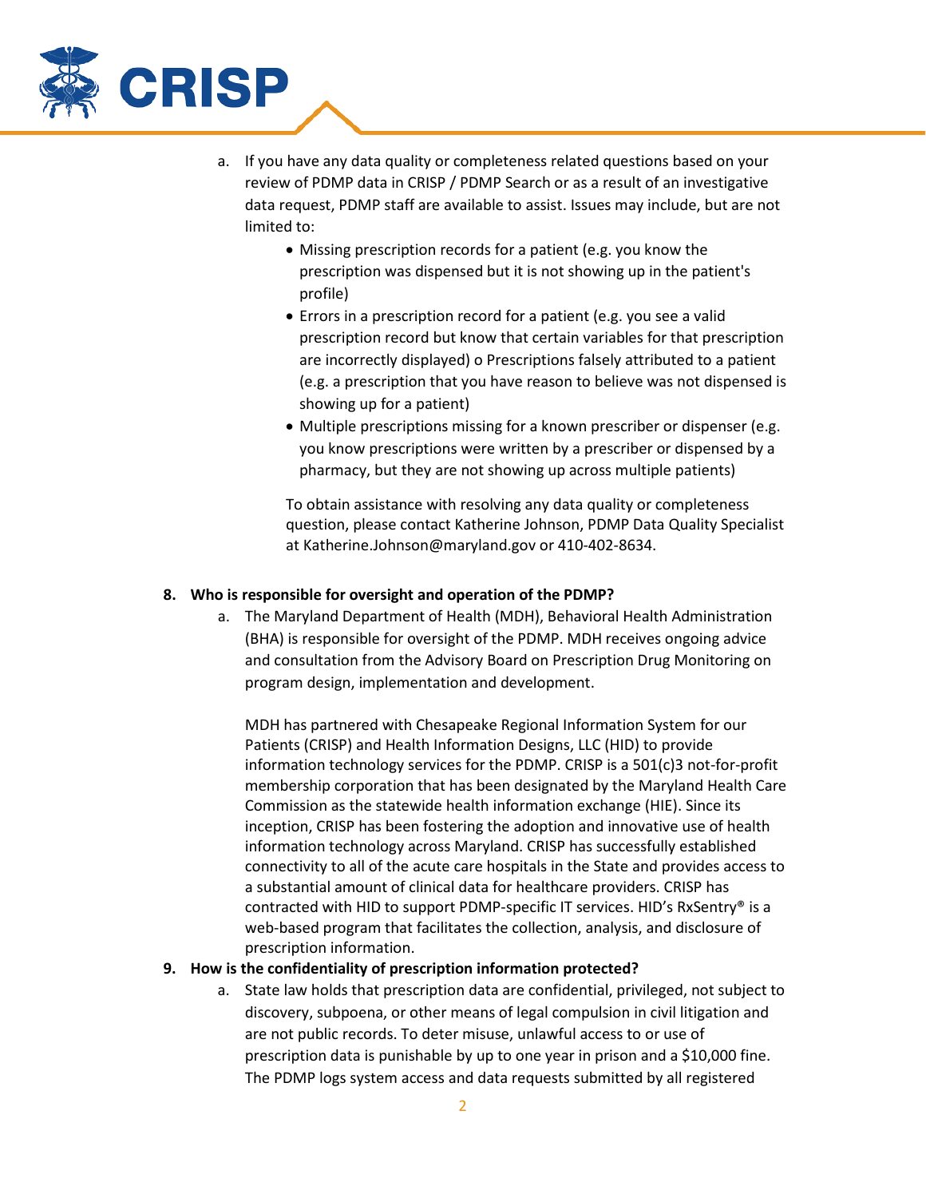a. If you have any data quality or completeness related questions based on your review of PDMP data in CRISP / PDMP Search or as a result of an investigative data request, PDMP staff are available to assist. Issues may include, but are not limited to:

   - Missing prescription records for a patient (e.g. you know the prescription was dispensed but it is not showing up in the patient's profile)
   - Errors in a prescription record for a patient (e.g. you see a valid prescription record but know that certain variables for that prescription are incorrectly displayed) o Prescriptions falsely attributed to a patient (e.g. a prescription that you have reason to believe was not dispensed is showing up for a patient)
   - Multiple prescriptions missing for a known prescriber or dispenser (e.g. you know prescriptions were written by a prescriber or dispensed by a pharmacy, but they are not showing up across multiple patients)

   To obtain assistance with resolving any data quality or completeness question, please contact Katherine Johnson, PDMP Data Quality Specialist at Katherine.Johnson@maryland.gov or 410-402-8634.

**8. Who is responsible for oversight and operation of the PDMP?**

a. The Maryland Department of Health (MDH), Behavioral Health Administration (BHA) is responsible for oversight of the PDMP. MDH receives ongoing advice and consultation from the Advisory Board on Prescription Drug Monitoring on program design, implementation and development.

   MDH has partnered with Chesapeake Regional Information System for our Patients (CRISP) and Health Information Designs, LLC (HID) to provide information technology services for the PDMP. CRISP is a 501(c)3 not-for-profit membership corporation that has been designated by the Maryland Health Care Commission as the statewide health information exchange (HIE). Since its inception, CRISP has been fostering the adoption and innovative use of health information technology across Maryland. CRISP has successfully established connectivity to all of the acute care hospitals in the State and provides access to a substantial amount of clinical data for healthcare providers. CRISP has contracted with HID to support PDMP-specific IT services. HID's RxSentry® is a web-based program that facilitates the collection, analysis, and disclosure of prescription information.

**9. How is the confidentiality of prescription information protected?**

a. State law holds that prescription data are confidential, privileged, not subject to discovery, subpoena, or other means of legal compulsion in civil litigation and are not public records. To deter misuse, unlawful access to or use of prescription data is punishable by up to one year in prison and a $10,000 fine. The PDMP logs system access and data requests submitted by all registered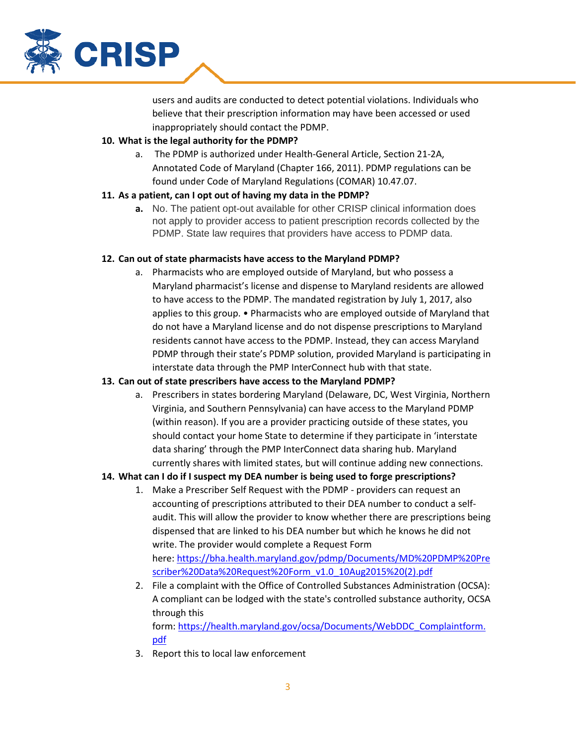users and audits are conducted to detect potential violations. Individuals who believe that their prescription information may have been accessed or used inappropriately should contact the PDMP.

**10. What is the legal authority for the PDMP?**

a. The PDMP is authorized under Health-General Article, Section 21-2A, Annotated Code of Maryland (Chapter 166, 2011). PDMP regulations can be found under Code of Maryland Regulations (COMAR) 10.47.07.

**11. As a patient, can I opt out of having my data in the PDMP?**

**a.** No. The patient opt-out available for other CRISP clinical information does not apply to provider access to patient prescription records collected by the PDMP. State law requires that providers have access to PDMP data.

**12. Can out of state pharmacists have access to the Maryland PDMP?**

a. Pharmacists who are employed outside of Maryland, but who possess a Maryland pharmacist's license and dispense to Maryland residents are allowed to have access to the PDMP. The mandated registration by July 1, 2017, also applies to this group. • Pharmacists who are employed outside of Maryland that do not have a Maryland license and do not dispense prescriptions to Maryland residents cannot have access to the PDMP. Instead, they can access Maryland PDMP through their state's PDMP solution, provided Maryland is participating in interstate data through the PMP InterConnect hub with that state.

**13. Can out of state prescribers have access to the Maryland PDMP?**

a. Prescribers in states bordering Maryland (Delaware, DC, West Virginia, Northern Virginia, and Southern Pennsylvania) can have access to the Maryland PDMP (within reason). If you are a provider practicing outside of these states, you should contact your home State to determine if they participate in 'interstate data sharing' through the PMP InterConnect data sharing hub. Maryland currently shares with limited states, but will continue adding new connections.

**14. What can I do if I suspect my DEA number is being used to forge prescriptions?**

1. Make a Prescriber Self Request with the PDMP - providers can request an accounting of prescriptions attributed to their DEA number to conduct a self-audit. This will allow the provider to know whether there are prescriptions being dispensed that are linked to his DEA number but which he knows he did not write. The provider would complete a Request Form here: https://bha.health.maryland.gov/pdmp/Documents/MD%20PDMP%20Prescriber%20Data%20Request%20Form_v1.0_10Aug2015%20(2).pdf
2. File a complaint with the Office of Controlled Substances Administration (OCSA): A compliant can be lodged with the state's controlled substance authority, OCSA through this form: https://health.maryland.gov/ocsa/Documents/WebDDC_Complaintform.pdf
3. Report this to local law enforcement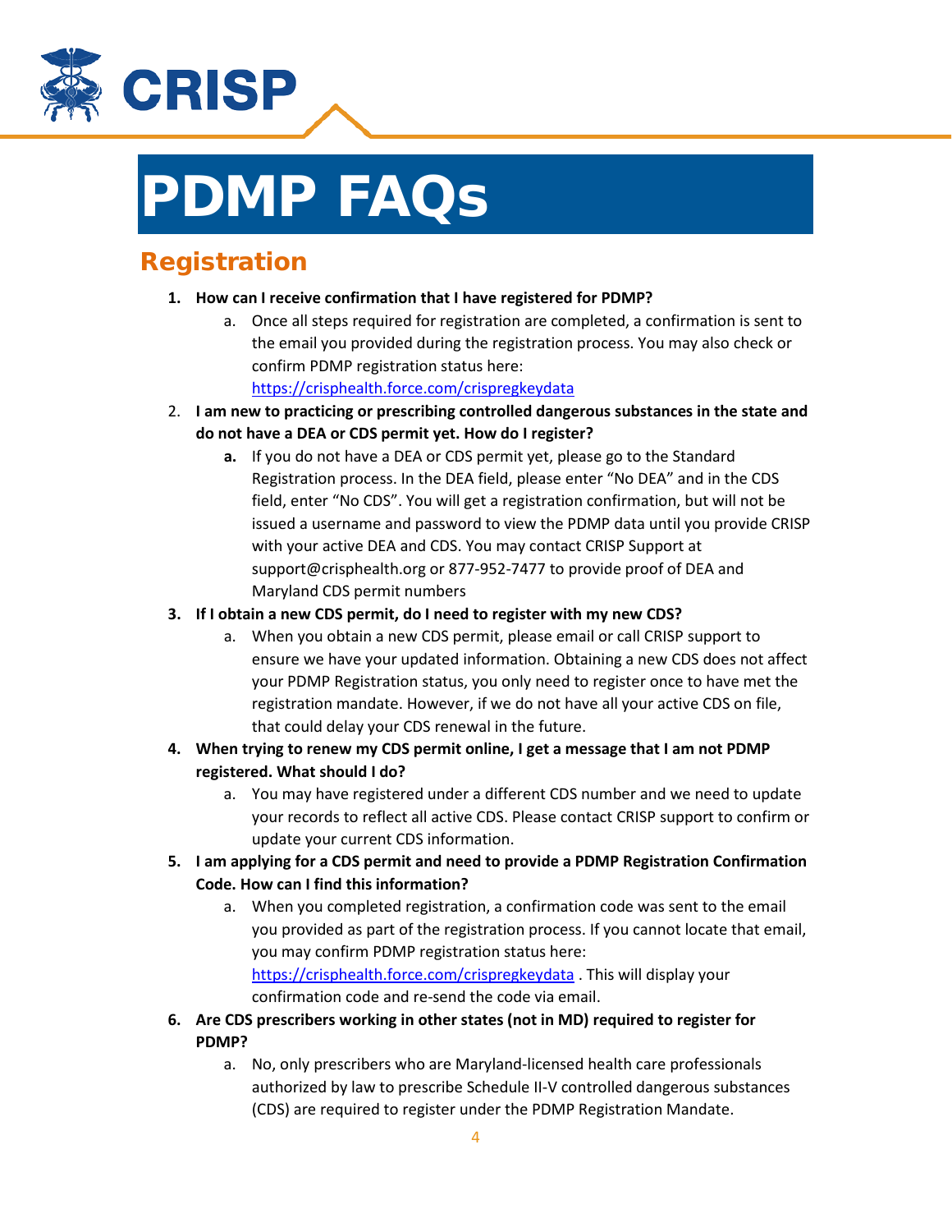# PDMP FAQs

## Registration

1. **How can I receive confirmation that I have registered for PDMP?**
   a. Once all steps required for registration are completed, a confirmation is sent to the email you provided during the registration process. You may also check or confirm PDMP registration status here: https://crisphealth.force.com/crispregkeydata

2. **I am new to practicing or prescribing controlled dangerous substances in the state and do not have a DEA or CDS permit yet. How do I register?**
   a. If you do not have a DEA or CDS permit yet, please go to the Standard Registration process. In the DEA field, please enter "No DEA" and in the CDS field, enter "No CDS". You will get a registration confirmation, but will not be issued a username and password to view the PDMP data until you provide CRISP with your active DEA and CDS. You may contact CRISP Support at support@crisphealth.org or 877-952-7477 to provide proof of DEA and Maryland CDS permit numbers

3. **If I obtain a new CDS permit, do I need to register with my new CDS?**
   a. When you obtain a new CDS permit, please email or call CRISP support to ensure we have your updated information. Obtaining a new CDS does not affect your PDMP Registration status, you only need to register once to have met the registration mandate. However, if we do not have all your active CDS on file, that could delay your CDS renewal in the future.

4. **When trying to renew my CDS permit online, I get a message that I am not PDMP registered. What should I do?**
   a. You may have registered under a different CDS number and we need to update your records to reflect all active CDS. Please contact CRISP support to confirm or update your current CDS information.

5. **I am applying for a CDS permit and need to provide a PDMP Registration Confirmation Code. How can I find this information?**
   a. When you completed registration, a confirmation code was sent to the email you provided as part of the registration process. If you cannot locate that email, you may confirm PDMP registration status here: https://crisphealth.force.com/crispregkeydata . This will display your confirmation code and re-send the code via email.

6. **Are CDS prescribers working in other states (not in MD) required to register for PDMP?**
   a. No, only prescribers who are Maryland-licensed health care professionals authorized by law to prescribe Schedule II-V controlled dangerous substances (CDS) are required to register under the PDMP Registration Mandate.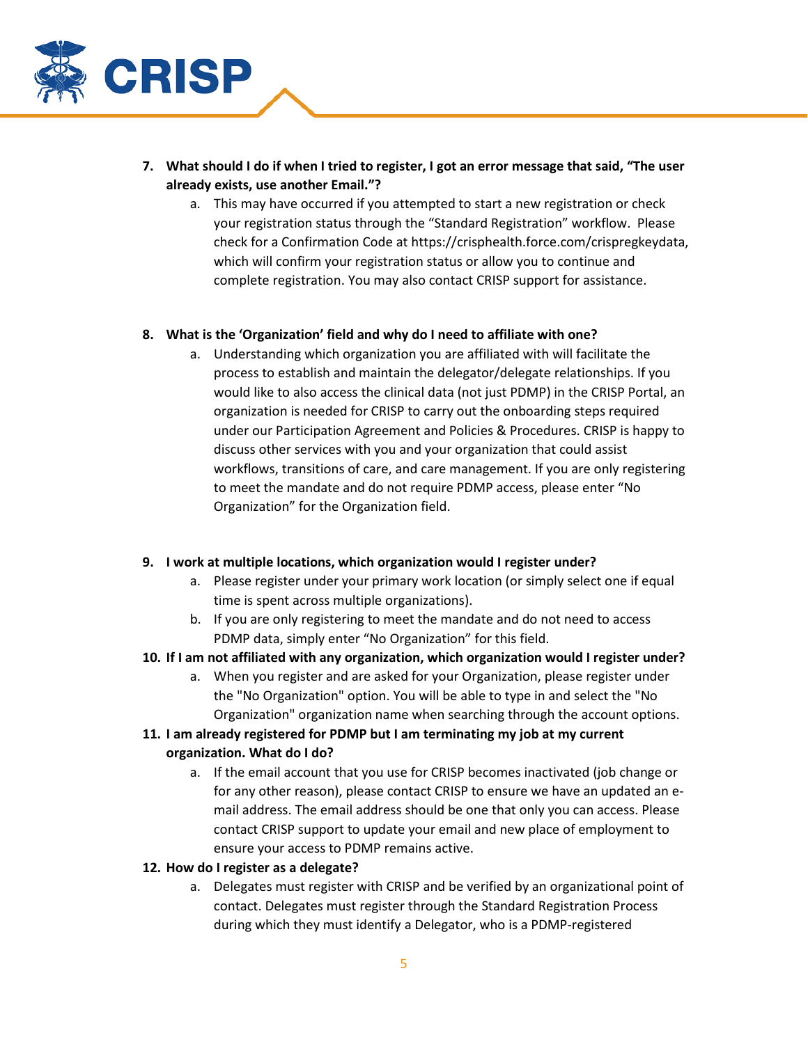7. **What should I do if when I tried to register, I got an error message that said, "The user already exists, use another Email."?**
   a. This may have occurred if you attempted to start a new registration or check your registration status through the "Standard Registration" workflow. Please check for a Confirmation Code at https://crisphealth.force.com/crispregkeydata, which will confirm your registration status or allow you to continue and complete registration. You may also contact CRISP support for assistance.

8. **What is the 'Organization' field and why do I need to affiliate with one?**
   a. Understanding which organization you are affiliated with will facilitate the process to establish and maintain the delegator/delegate relationships. If you would like to also access the clinical data (not just PDMP) in the CRISP Portal, an organization is needed for CRISP to carry out the onboarding steps required under our Participation Agreement and Policies & Procedures. CRISP is happy to discuss other services with you and your organization that could assist workflows, transitions of care, and care management. If you are only registering to meet the mandate and do not require PDMP access, please enter "No Organization" for the Organization field.

9. **I work at multiple locations, which organization would I register under?**
   a. Please register under your primary work location (or simply select one if equal time is spent across multiple organizations).
   b. If you are only registering to meet the mandate and do not need to access PDMP data, simply enter "No Organization" for this field.

10. **If I am not affiliated with any organization, which organization would I register under?**
    a. When you register and are asked for your Organization, please register under the "No Organization" option. You will be able to type in and select the "No Organization" organization name when searching through the account options.

11. **I am already registered for PDMP but I am terminating my job at my current organization. What do I do?**
    a. If the email account that you use for CRISP becomes inactivated (job change or for any other reason), please contact CRISP to ensure we have an updated an e-mail address. The email address should be one that only you can access. Please contact CRISP support to update your email and new place of employment to ensure your access to PDMP remains active.

12. **How do I register as a delegate?**
    a. Delegates must register with CRISP and be verified by an organizational point of contact. Delegates must register through the Standard Registration Process during which they must identify a Delegator, who is a PDMP-registered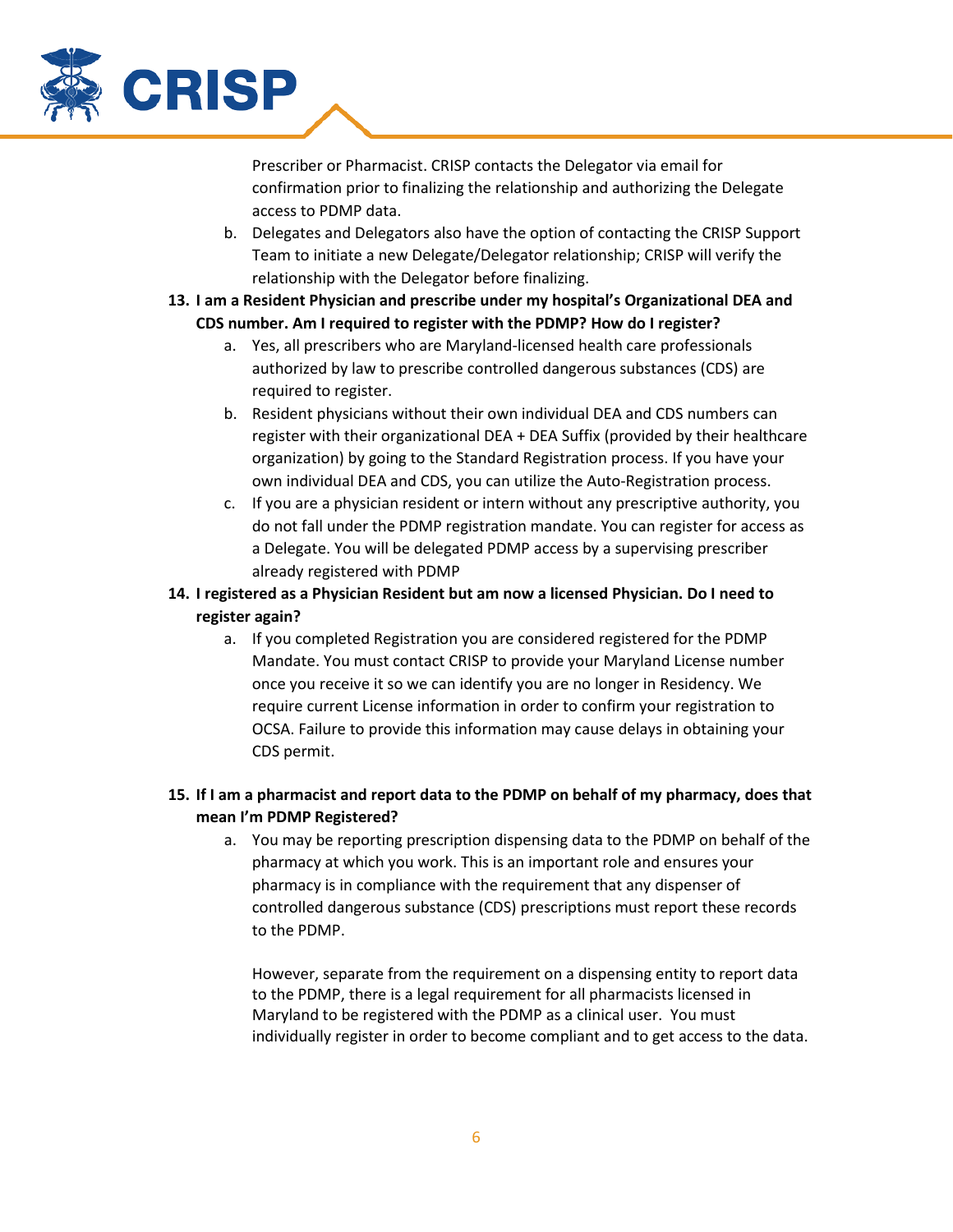Prescriber or Pharmacist. CRISP contacts the Delegator via email for confirmation prior to finalizing the relationship and authorizing the Delegate access to PDMP data.

   b. Delegates and Delegators also have the option of contacting the CRISP Support Team to initiate a new Delegate/Delegator relationship; CRISP will verify the relationship with the Delegator before finalizing.

13. **I am a Resident Physician and prescribe under my hospital's Organizational DEA and CDS number. Am I required to register with the PDMP? How do I register?**
   a. Yes, all prescribers who are Maryland-licensed health care professionals authorized by law to prescribe controlled dangerous substances (CDS) are required to register.
   b. Resident physicians without their own individual DEA and CDS numbers can register with their organizational DEA + DEA Suffix (provided by their healthcare organization) by going to the Standard Registration process. If you have your own individual DEA and CDS, you can utilize the Auto-Registration process.
   c. If you are a physician resident or intern without any prescriptive authority, you do not fall under the PDMP registration mandate. You can register for access as a Delegate. You will be delegated PDMP access by a supervising prescriber already registered with PDMP

14. **I registered as a Physician Resident but am now a licensed Physician. Do I need to register again?**
   a. If you completed Registration you are considered registered for the PDMP Mandate. You must contact CRISP to provide your Maryland License number once you receive it so we can identify you are no longer in Residency. We require current License information in order to confirm your registration to OCSA. Failure to provide this information may cause delays in obtaining your CDS permit.

15. **If I am a pharmacist and report data to the PDMP on behalf of my pharmacy, does that mean I'm PDMP Registered?**
   a. You may be reporting prescription dispensing data to the PDMP on behalf of the pharmacy at which you work. This is an important role and ensures your pharmacy is in compliance with the requirement that any dispenser of controlled dangerous substance (CDS) prescriptions must report these records to the PDMP.

      However, separate from the requirement on a dispensing entity to report data to the PDMP, there is a legal requirement for all pharmacists licensed in Maryland to be registered with the PDMP as a clinical user. You must individually register in order to become compliant and to get access to the data.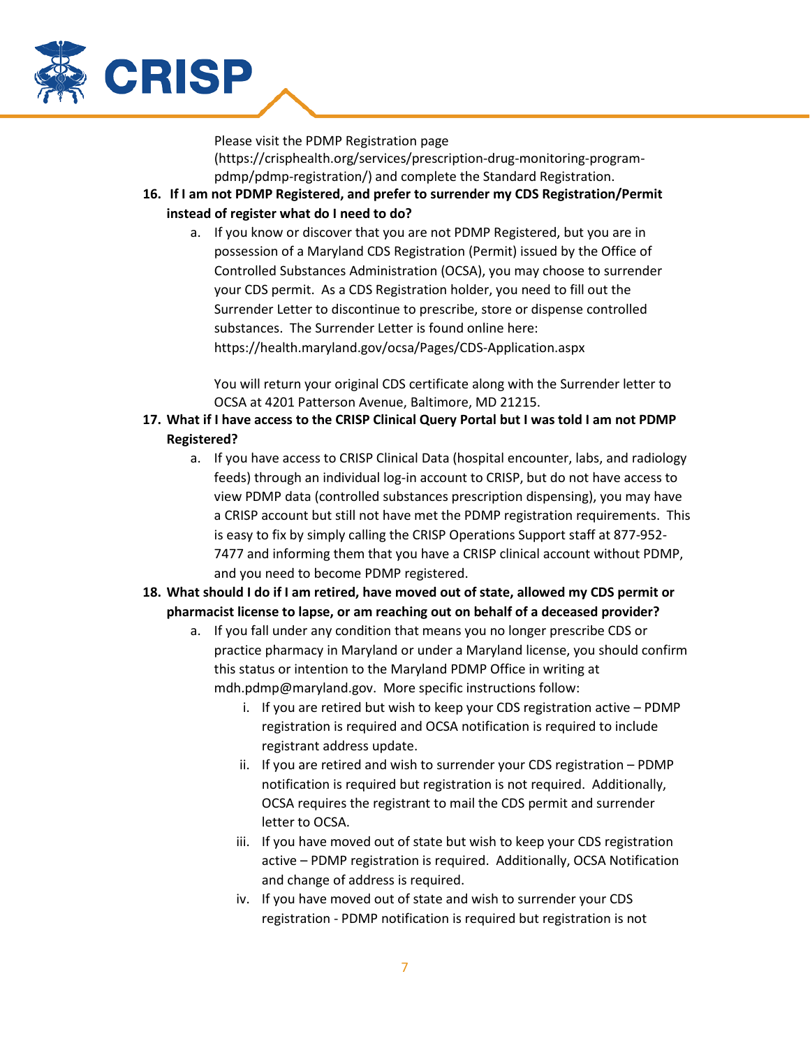Please visit the PDMP Registration page (https://crisphealth.org/services/prescription-drug-monitoring-program-pdmp/pdmp-registration/) and complete the Standard Registration.

16. **If I am not PDMP Registered, and prefer to surrender my CDS Registration/Permit instead of register what do I need to do?**
    a. If you know or discover that you are not PDMP Registered, but you are in possession of a Maryland CDS Registration (Permit) issued by the Office of Controlled Substances Administration (OCSA), you may choose to surrender your CDS permit. As a CDS Registration holder, you need to fill out the Surrender Letter to discontinue to prescribe, store or dispense controlled substances. The Surrender Letter is found online here: https://health.maryland.gov/ocsa/Pages/CDS-Application.aspx

       You will return your original CDS certificate along with the Surrender letter to OCSA at 4201 Patterson Avenue, Baltimore, MD 21215.

17. **What if I have access to the CRISP Clinical Query Portal but I was told I am not PDMP Registered?**
    a. If you have access to CRISP Clinical Data (hospital encounter, labs, and radiology feeds) through an individual log-in account to CRISP, but do not have access to view PDMP data (controlled substances prescription dispensing), you may have a CRISP account but still not have met the PDMP registration requirements. This is easy to fix by simply calling the CRISP Operations Support staff at 877-952-7477 and informing them that you have a CRISP clinical account without PDMP, and you need to become PDMP registered.

18. **What should I do if I am retired, have moved out of state, allowed my CDS permit or pharmacist license to lapse, or am reaching out on behalf of a deceased provider?**
    a. If you fall under any condition that means you no longer prescribe CDS or practice pharmacy in Maryland or under a Maryland license, you should confirm this status or intention to the Maryland PDMP Office in writing at mdh.pdmp@maryland.gov. More specific instructions follow:
        i. If you are retired but wish to keep your CDS registration active – PDMP registration is required and OCSA notification is required to include registrant address update.
        ii. If you are retired and wish to surrender your CDS registration – PDMP notification is required but registration is not required. Additionally, OCSA requires the registrant to mail the CDS permit and surrender letter to OCSA.
        iii. If you have moved out of state but wish to keep your CDS registration active – PDMP registration is required. Additionally, OCSA Notification and change of address is required.
        iv. If you have moved out of state and wish to surrender your CDS registration - PDMP notification is required but registration is not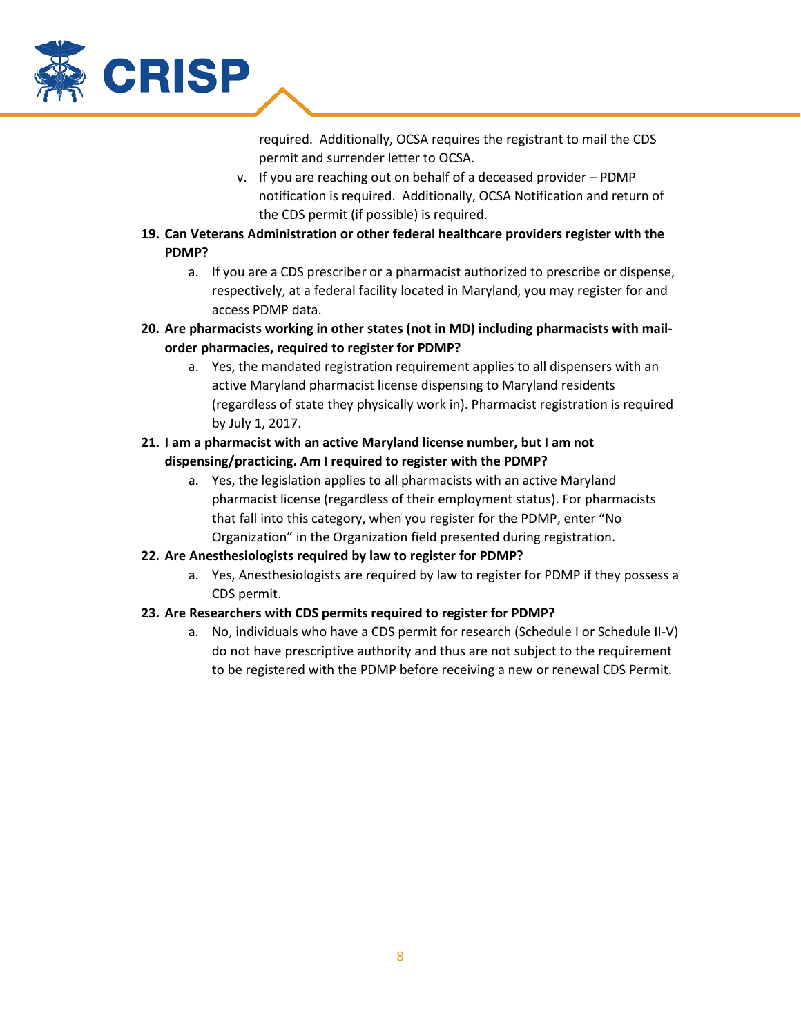required. Additionally, OCSA requires the registrant to mail the CDS permit and surrender letter to OCSA.

v. If you are reaching out on behalf of a deceased provider – PDMP notification is required. Additionally, OCSA Notification and return of the CDS permit (if possible) is required.

**19. Can Veterans Administration or other federal healthcare providers register with the PDMP?**

a. If you are a CDS prescriber or a pharmacist authorized to prescribe or dispense, respectively, at a federal facility located in Maryland, you may register for and access PDMP data.

**20. Are pharmacists working in other states (not in MD) including pharmacists with mail-order pharmacies, required to register for PDMP?**

a. Yes, the mandated registration requirement applies to all dispensers with an active Maryland pharmacist license dispensing to Maryland residents (regardless of state they physically work in). Pharmacist registration is required by July 1, 2017.

**21. I am a pharmacist with an active Maryland license number, but I am not dispensing/practicing. Am I required to register with the PDMP?**

a. Yes, the legislation applies to all pharmacists with an active Maryland pharmacist license (regardless of their employment status). For pharmacists that fall into this category, when you register for the PDMP, enter "No Organization" in the Organization field presented during registration.

**22. Are Anesthesiologists required by law to register for PDMP?**

a. Yes, Anesthesiologists are required by law to register for PDMP if they possess a CDS permit.

**23. Are Researchers with CDS permits required to register for PDMP?**

a. No, individuals who have a CDS permit for research (Schedule I or Schedule II-V) do not have prescriptive authority and thus are not subject to the requirement to be registered with the PDMP before receiving a new or renewal CDS Permit.